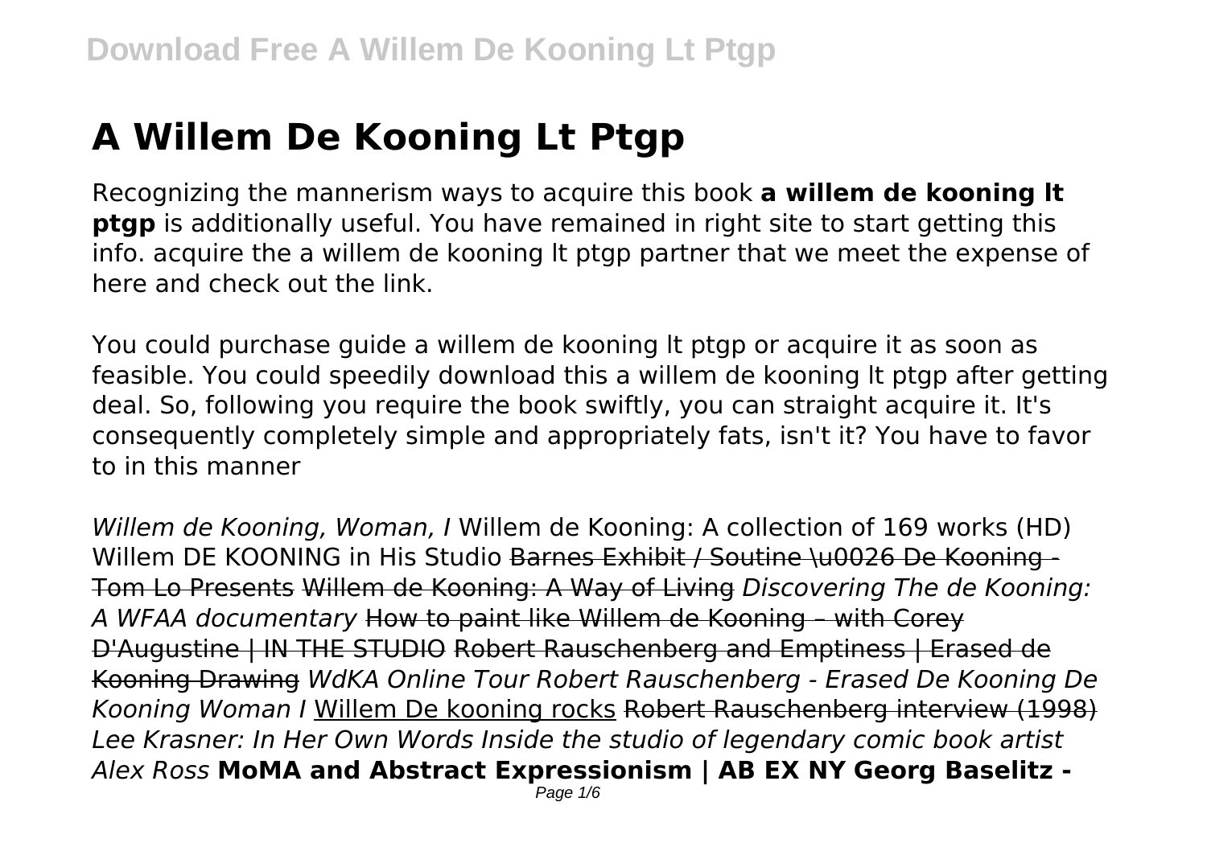# A Willem De Kooning Lt Ptgp

Recognizing the mannerism ways to acquire this book **a willem de kooning lt ptgp** is additionally useful. You have remained in right site to start getting this info. acquire the a willem de kooning lt ptgp partner that we meet the expense of here and check out the link.

You could purchase guide a willem de kooning lt ptgp or acquire it as soon as feasible. You could speedily download this a willem de kooning lt ptgp after getting deal. So, following you require the book swiftly, you can straight acquire it. It's consequently completely simple and appropriately fats, isn't it? You have to favor to in this manner

*Willem de Kooning, Woman, I* Willem de Kooning: A collection of 169 works (HD) Willem DE KOONING in His Studio ~~Barnes Exhibit / Soutine \u0026 De Kooning - Tom Lo Presents~~ ~~Willem de Kooning: A Way of Living~~ *Discovering The de Kooning: A WFAA documentary* ~~How to paint like Willem de Kooning – with Corey D'Augustine | IN THE STUDIO~~ ~~Robert Rauschenberg and Emptiness | Erased de Kooning Drawing~~ *WdKA Online Tour Robert Rauschenberg - Erased De Kooning De Kooning Woman I* Willem De kooning rocks ~~Robert Rauschenberg interview (1998)~~ *Lee Krasner: In Her Own Words Inside the studio of legendary comic book artist Alex Ross* **MoMA and Abstract Expressionism | AB EX NY Georg Baselitz -**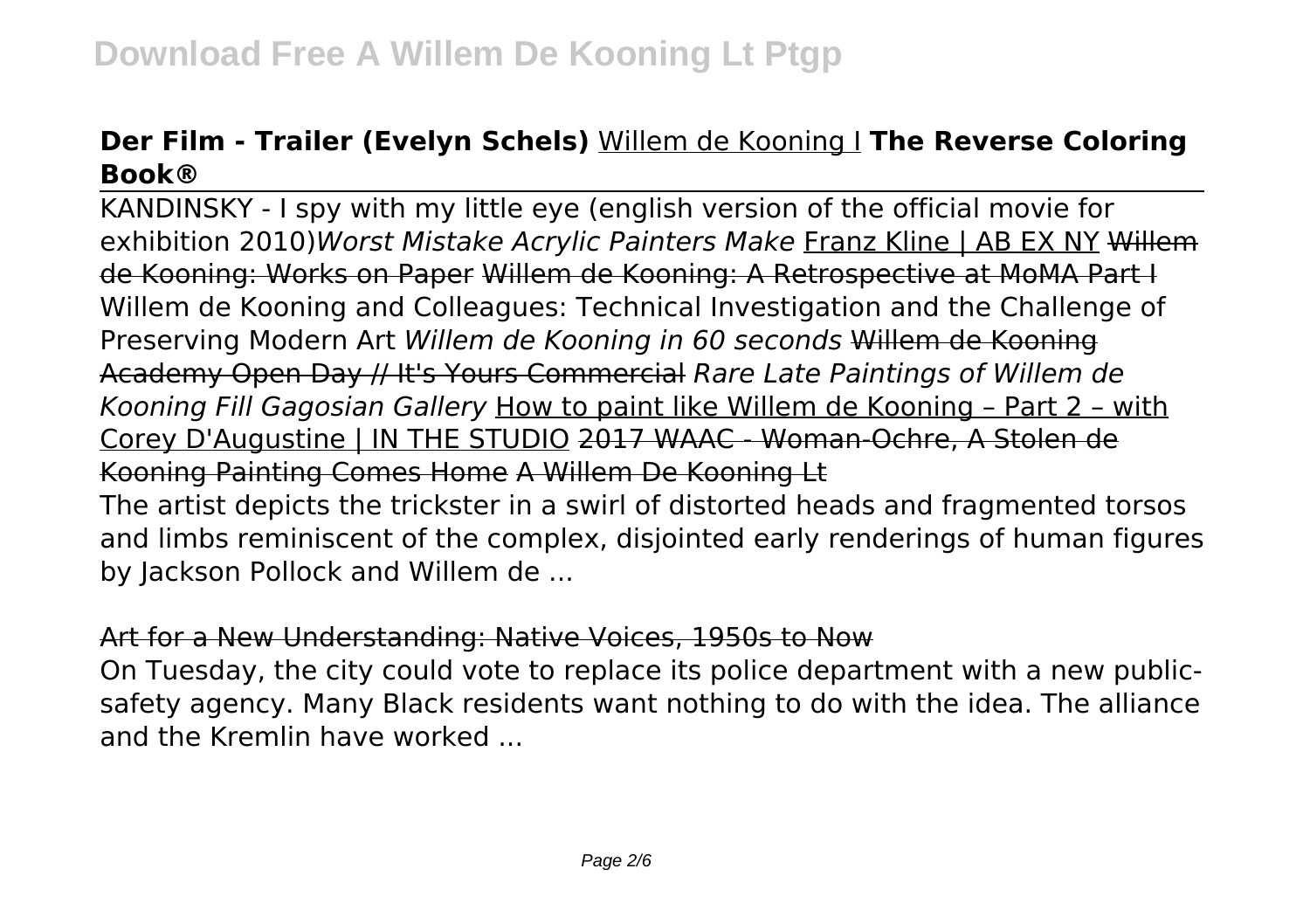**Der Film - Trailer (Evelyn Schels)** Willem de Kooning I **The Reverse Coloring Book®**

KANDINSKY - I spy with my little eye (english version of the official movie for exhibition 2010)*Worst Mistake Acrylic Painters Make* Franz Kline | AB EX NY Willem de Kooning: Works on Paper Willem de Kooning: A Retrospective at MoMA Part I Willem de Kooning and Colleagues: Technical Investigation and the Challenge of Preserving Modern Art *Willem de Kooning in 60 seconds* Willem de Kooning Academy Open Day // It's Yours Commercial *Rare Late Paintings of Willem de Kooning Fill Gagosian Gallery* How to paint like Willem de Kooning – Part 2 – with Corey D'Augustine | IN THE STUDIO 2017 WAAC - Woman-Ochre, A Stolen de Kooning Painting Comes Home A Willem De Kooning Lt

The artist depicts the trickster in a swirl of distorted heads and fragmented torsos and limbs reminiscent of the complex, disjointed early renderings of human figures by Jackson Pollock and Willem de ...

Art for a New Understanding: Native Voices, 1950s to Now

On Tuesday, the city could vote to replace its police department with a new public-safety agency. Many Black residents want nothing to do with the idea. The alliance and the Kremlin have worked ...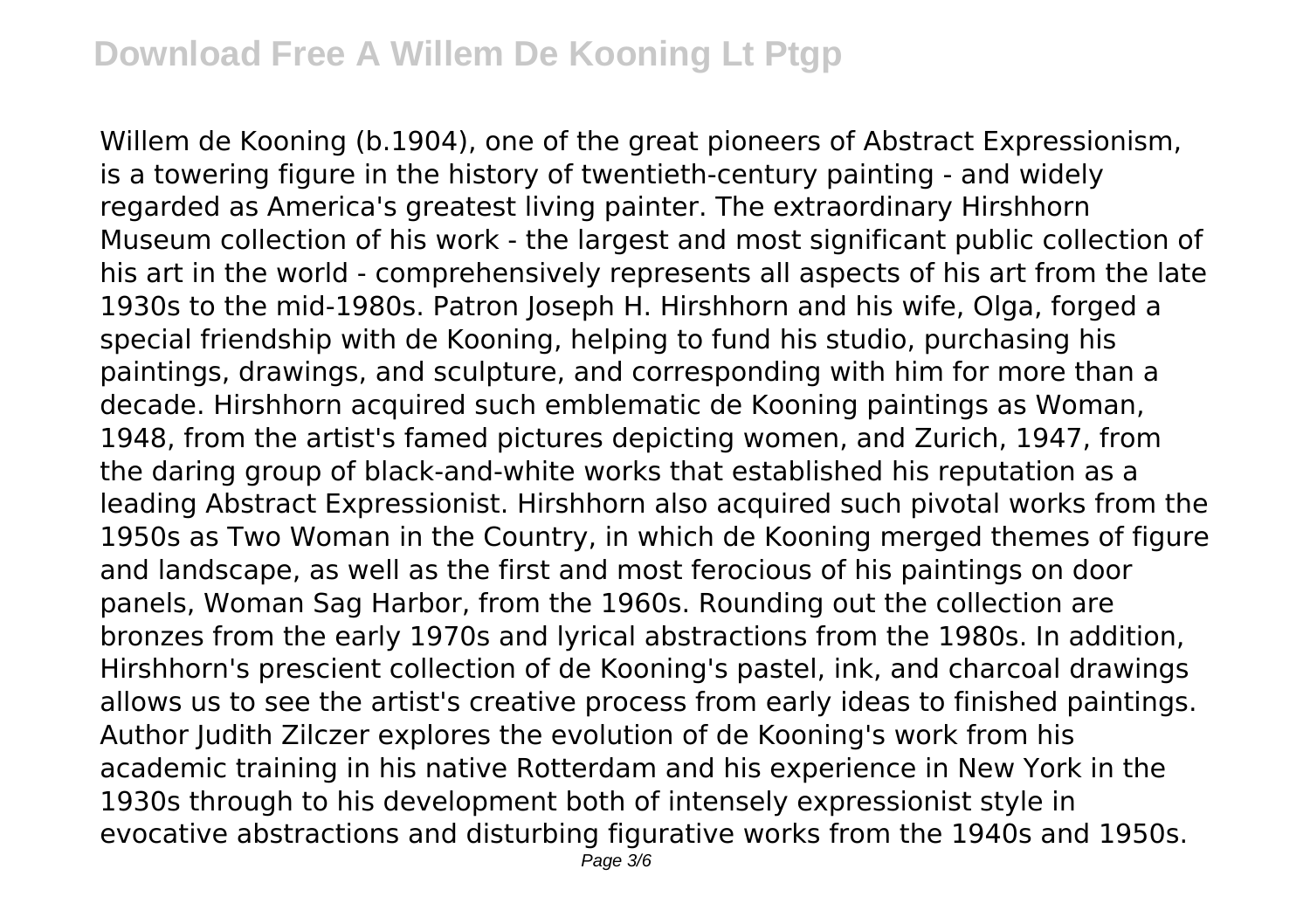Willem de Kooning (b.1904), one of the great pioneers of Abstract Expressionism, is a towering figure in the history of twentieth-century painting - and widely regarded as America's greatest living painter. The extraordinary Hirshhorn Museum collection of his work - the largest and most significant public collection of his art in the world - comprehensively represents all aspects of his art from the late 1930s to the mid-1980s. Patron Joseph H. Hirshhorn and his wife, Olga, forged a special friendship with de Kooning, helping to fund his studio, purchasing his paintings, drawings, and sculpture, and corresponding with him for more than a decade. Hirshhorn acquired such emblematic de Kooning paintings as Woman, 1948, from the artist's famed pictures depicting women, and Zurich, 1947, from the daring group of black-and-white works that established his reputation as a leading Abstract Expressionist. Hirshhorn also acquired such pivotal works from the 1950s as Two Woman in the Country, in which de Kooning merged themes of figure and landscape, as well as the first and most ferocious of his paintings on door panels, Woman Sag Harbor, from the 1960s. Rounding out the collection are bronzes from the early 1970s and lyrical abstractions from the 1980s. In addition, Hirshhorn's prescient collection of de Kooning's pastel, ink, and charcoal drawings allows us to see the artist's creative process from early ideas to finished paintings. Author Judith Zilczer explores the evolution of de Kooning's work from his academic training in his native Rotterdam and his experience in New York in the 1930s through to his development both of intensely expressionist style in evocative abstractions and disturbing figurative works from the 1940s and 1950s.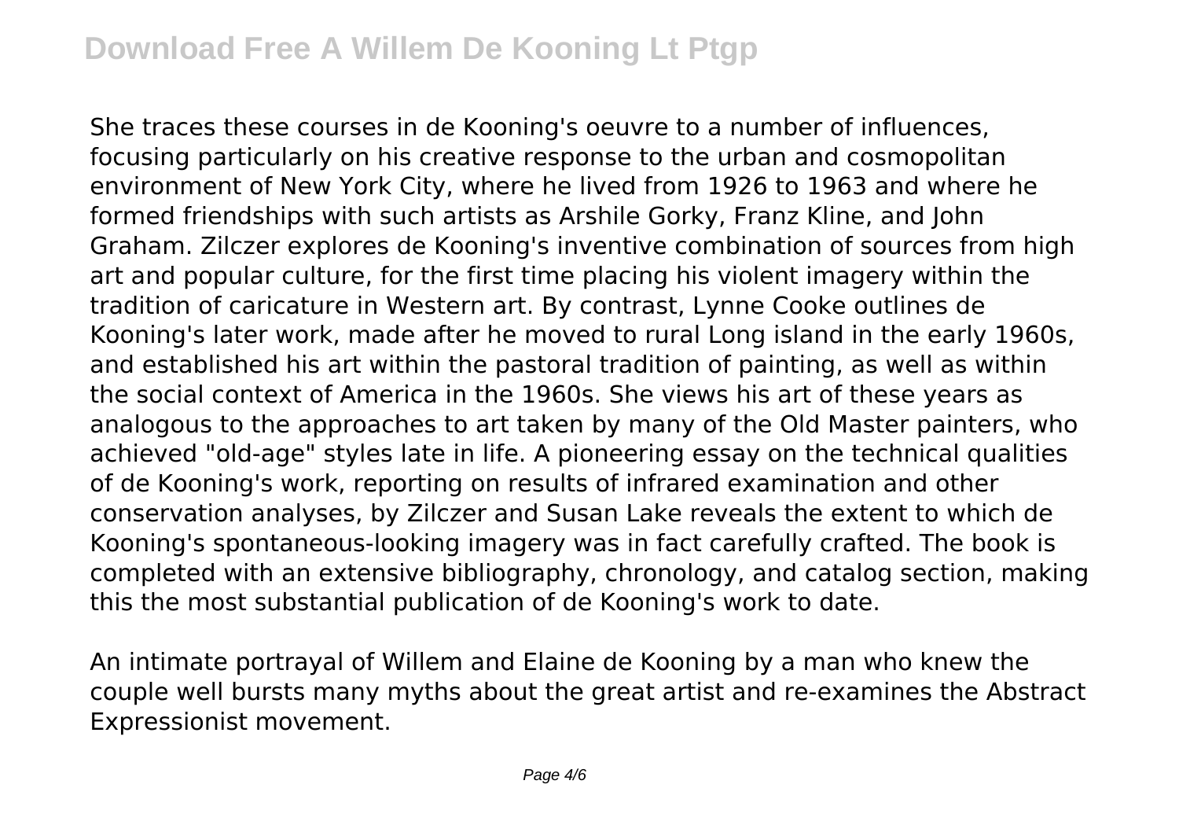She traces these courses in de Kooning's oeuvre to a number of influences, focusing particularly on his creative response to the urban and cosmopolitan environment of New York City, where he lived from 1926 to 1963 and where he formed friendships with such artists as Arshile Gorky, Franz Kline, and John Graham. Zilczer explores de Kooning's inventive combination of sources from high art and popular culture, for the first time placing his violent imagery within the tradition of caricature in Western art. By contrast, Lynne Cooke outlines de Kooning's later work, made after he moved to rural Long island in the early 1960s, and established his art within the pastoral tradition of painting, as well as within the social context of America in the 1960s. She views his art of these years as analogous to the approaches to art taken by many of the Old Master painters, who achieved "old-age" styles late in life. A pioneering essay on the technical qualities of de Kooning's work, reporting on results of infrared examination and other conservation analyses, by Zilczer and Susan Lake reveals the extent to which de Kooning's spontaneous-looking imagery was in fact carefully crafted. The book is completed with an extensive bibliography, chronology, and catalog section, making this the most substantial publication of de Kooning's work to date.

An intimate portrayal of Willem and Elaine de Kooning by a man who knew the couple well bursts many myths about the great artist and re-examines the Abstract Expressionist movement.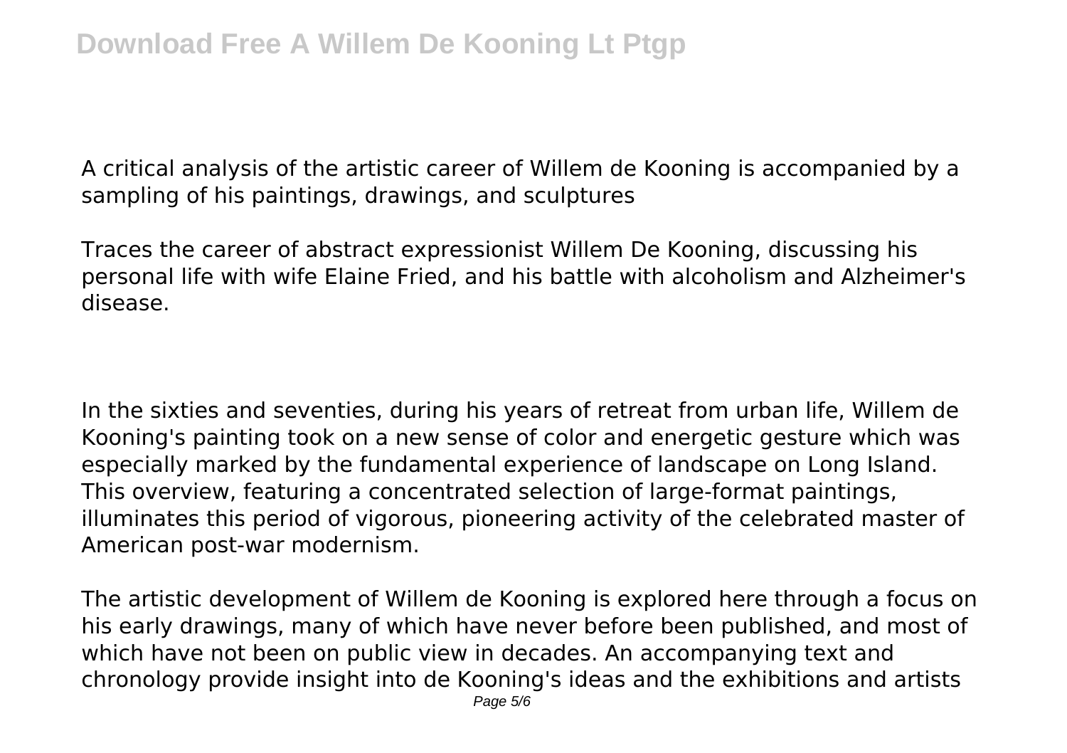A critical analysis of the artistic career of Willem de Kooning is accompanied by a sampling of his paintings, drawings, and sculptures

Traces the career of abstract expressionist Willem De Kooning, discussing his personal life with wife Elaine Fried, and his battle with alcoholism and Alzheimer's disease.

In the sixties and seventies, during his years of retreat from urban life, Willem de Kooning's painting took on a new sense of color and energetic gesture which was especially marked by the fundamental experience of landscape on Long Island. This overview, featuring a concentrated selection of large-format paintings, illuminates this period of vigorous, pioneering activity of the celebrated master of American post-war modernism.

The artistic development of Willem de Kooning is explored here through a focus on his early drawings, many of which have never before been published, and most of which have not been on public view in decades. An accompanying text and chronology provide insight into de Kooning's ideas and the exhibitions and artists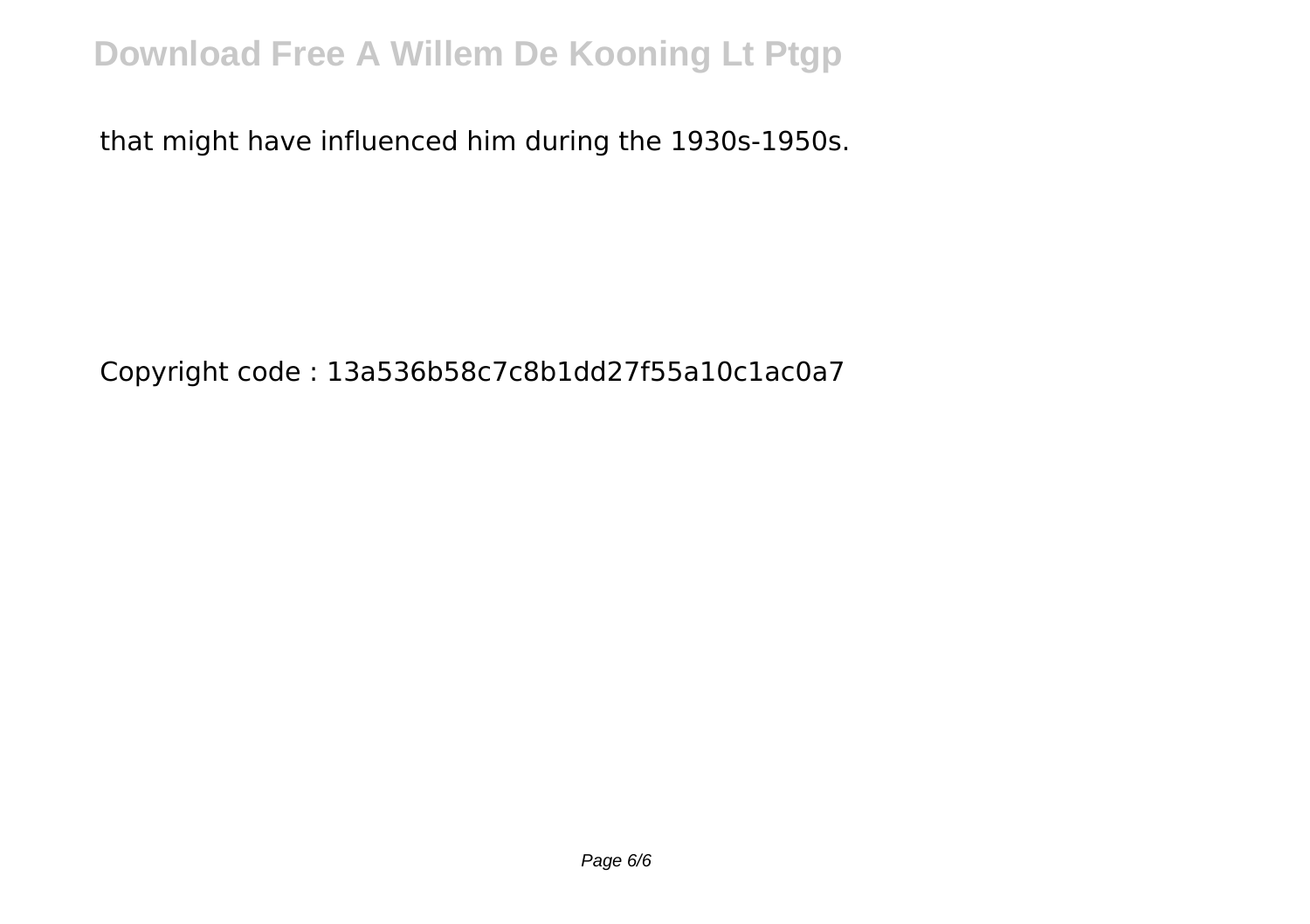that might have influenced him during the 1930s-1950s.

Copyright code : 13a536b58c7c8b1dd27f55a10c1ac0a7